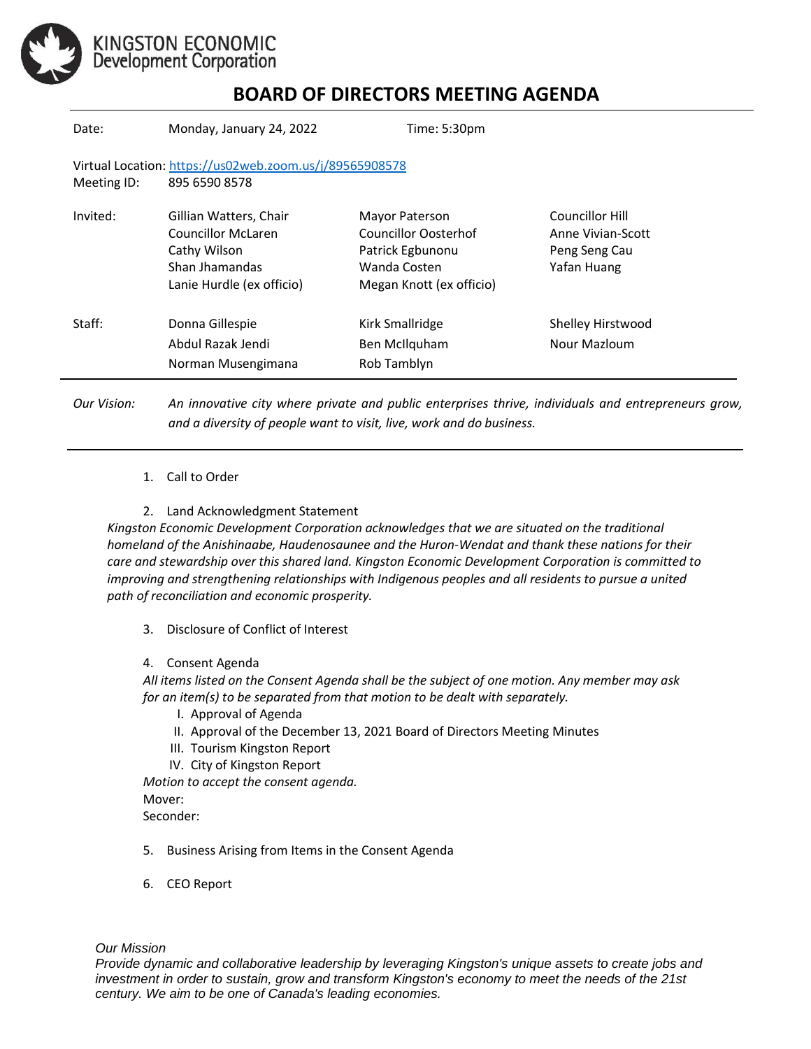KINGSTON ECONOMIC
Development Corporation

# BOARD OF DIRECTORS MEETING AGENDA

Date: Monday, January 24, 2022 Time: 5:30pm

Virtual Location: https://us02web.zoom.us/j/89565908578
Meeting ID: 895 6590 8578

| | | | |
|---|---|---|---|
| Invited: | Gillian Watters, Chair | Mayor Paterson | Councillor Hill |
| | Councillor McLaren | Councillor Oosterhof | Anne Vivian-Scott |
| | Cathy Wilson | Patrick Egbunonu | Peng Seng Cau |
| | Shan Jhamandas | Wanda Costen | Yafan Huang |
| | Lanie Hurdle (ex officio) | Megan Knott (ex officio) | |
| Staff: | Donna Gillespie | Kirk Smallridge | Shelley Hirstwood |
| | Abdul Razak Jendi | Ben McIlquham | Nour Mazloum |
| | Norman Musengimana | Rob Tamblyn | |

*Our Vision:* *An innovative city where private and public enterprises thrive, individuals and entrepreneurs grow, and a diversity of people want to visit, live, work and do business.*

1. Call to Order

2. Land Acknowledgment Statement

*Kingston Economic Development Corporation acknowledges that we are situated on the traditional homeland of the Anishinaabe, Haudenosaunee and the Huron-Wendat and thank these nations for their care and stewardship over this shared land. Kingston Economic Development Corporation is committed to improving and strengthening relationships with Indigenous peoples and all residents to pursue a united path of reconciliation and economic prosperity.*

3. Disclosure of Conflict of Interest

4. Consent Agenda

*All items listed on the Consent Agenda shall be the subject of one motion. Any member may ask for an item(s) to be separated from that motion to be dealt with separately.*

   I. Approval of Agenda
   II. Approval of the December 13, 2021 Board of Directors Meeting Minutes
   III. Tourism Kingston Report
   IV. City of Kingston Report

*Motion to accept the consent agenda.*
Mover:
Seconder:

5. Business Arising from Items in the Consent Agenda

6. CEO Report

*Our Mission*
*Provide dynamic and collaborative leadership by leveraging Kingston's unique assets to create jobs and investment in order to sustain, grow and transform Kingston's economy to meet the needs of the 21st century. We aim to be one of Canada's leading economies.*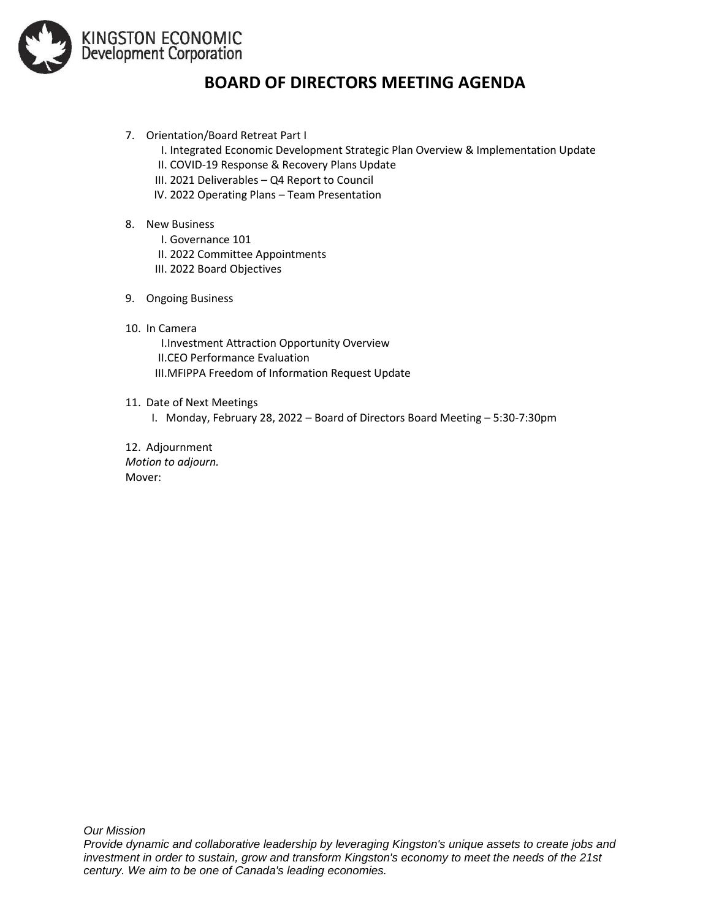KINGSTON ECONOMIC
Development Corporation

# BOARD OF DIRECTORS MEETING AGENDA

7. Orientation/Board Retreat Part I
   - I. Integrated Economic Development Strategic Plan Overview & Implementation Update
   - II. COVID-19 Response & Recovery Plans Update
   - III. 2021 Deliverables – Q4 Report to Council
   - IV. 2022 Operating Plans – Team Presentation

8. New Business
   - I. Governance 101
   - II. 2022 Committee Appointments
   - III. 2022 Board Objectives

9. Ongoing Business

10. In Camera
    - I.Investment Attraction Opportunity Overview
    - II.CEO Performance Evaluation
    - III.MFIPPA Freedom of Information Request Update

11. Date of Next Meetings
    - I. Monday, February 28, 2022 – Board of Directors Board Meeting – 5:30-7:30pm

12. Adjournment

*Motion to adjourn.*

Mover:

*Our Mission*

*Provide dynamic and collaborative leadership by leveraging Kingston's unique assets to create jobs and investment in order to sustain, grow and transform Kingston's economy to meet the needs of the 21st century. We aim to be one of Canada's leading economies.*